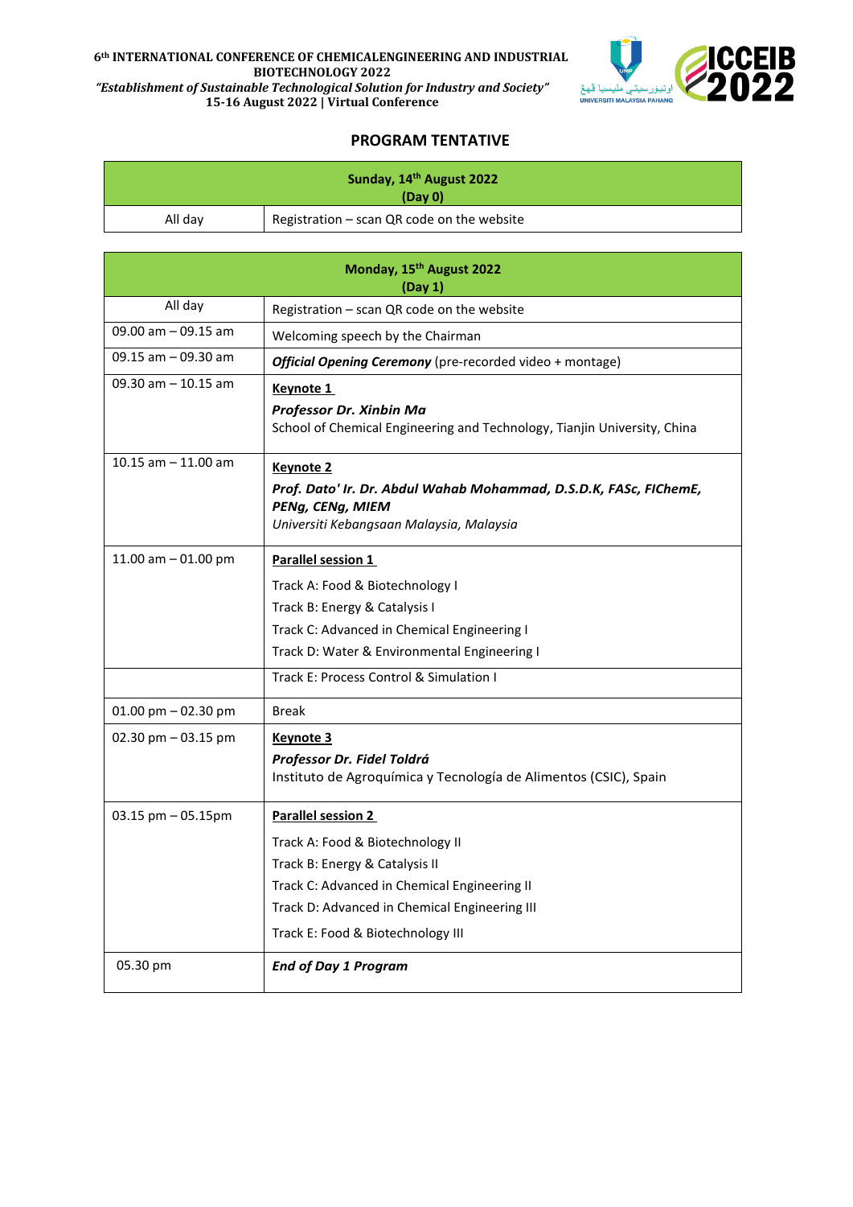6th INTERNATIONAL CONFERENCE OF CHEMICALENGINEERING AND INDUSTRIAL BIOTECHNOLOGY 2022

*"Establishment of Sustainable Technological Solution for Industry and Society"*

15-16 August 2022 | Virtual Conference

## PROGRAM TENTATIVE

| Sunday, 14th August 2022 (Day 0) | |
|---|---|
| All day | Registration – scan QR code on the website |

| Monday, 15th August 2022 (Day 1) | |
|---|---|
| All day | Registration – scan QR code on the website |
| 09.00 am – 09.15 am | Welcoming speech by the Chairman |
| 09.15 am – 09.30 am | ***Official Opening Ceremony*** (pre-recorded video + montage) |
| 09.30 am – 10.15 am | **Keynote 1**<br>***Professor Dr. Xinbin Ma***<br>School of Chemical Engineering and Technology, Tianjin University, China |
| 10.15 am – 11.00 am | **Keynote 2**<br>***Prof. Dato' Ir. Dr. Abdul Wahab Mohammad, D.S.D.K, FASc, FIChemE, PENg, CENg, MIEM***<br>*Universiti Kebangsaan Malaysia, Malaysia* |
| 11.00 am – 01.00 pm | **Parallel session 1**<br>Track A: Food & Biotechnology I<br>Track B: Energy & Catalysis I<br>Track C: Advanced in Chemical Engineering I<br>Track D: Water & Environmental Engineering I |
| | Track E: Process Control & Simulation I |
| 01.00 pm – 02.30 pm | Break |
| 02.30 pm – 03.15 pm | **Keynote 3**<br>***Professor Dr. Fidel Toldrá***<br>Instituto de Agroquímica y Tecnología de Alimentos (CSIC), Spain |
| 03.15 pm – 05.15pm | **Parallel session 2**<br>Track A: Food & Biotechnology II<br>Track B: Energy & Catalysis II<br>Track C: Advanced in Chemical Engineering II<br>Track D: Advanced in Chemical Engineering III<br>Track E: Food & Biotechnology III |
| 05.30 pm | ***End of Day 1 Program*** |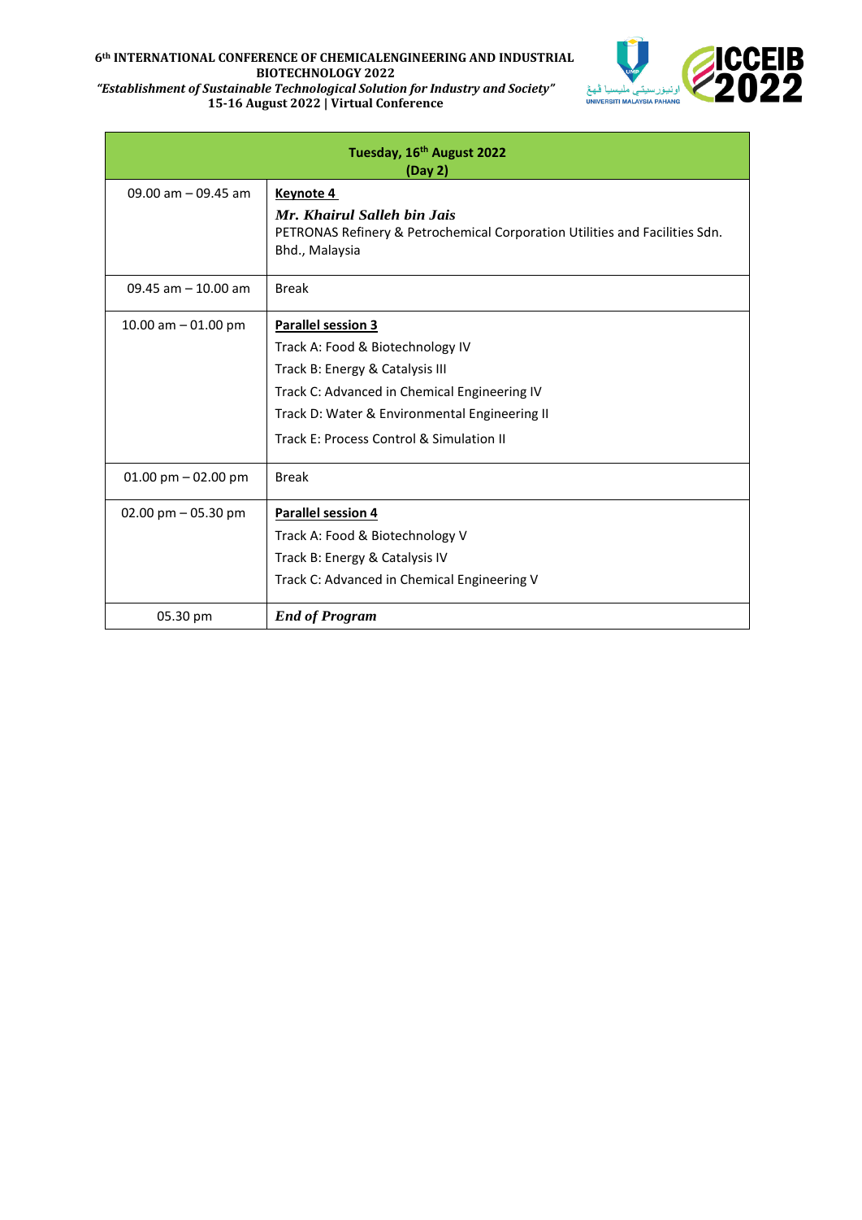| Tuesday, 16th August 2022 (Day 2) | |
|---|---|
| 09.00 am – 09.45 am | **Keynote 4** <br> ***Mr. Khairul Salleh bin Jais*** <br> PETRONAS Refinery & Petrochemical Corporation Utilities and Facilities Sdn. Bhd., Malaysia |
| 09.45 am – 10.00 am | Break |
| 10.00 am – 01.00 pm | **Parallel session 3** <br> Track A: Food & Biotechnology IV <br> Track B: Energy & Catalysis III <br> Track C: Advanced in Chemical Engineering IV <br> Track D: Water & Environmental Engineering II <br> Track E: Process Control & Simulation II |
| 01.00 pm – 02.00 pm | Break |
| 02.00 pm – 05.30 pm | **Parallel session 4** <br> Track A: Food & Biotechnology V <br> Track B: Energy & Catalysis IV <br> Track C: Advanced in Chemical Engineering V |
| 05.30 pm | ***End of Program*** |